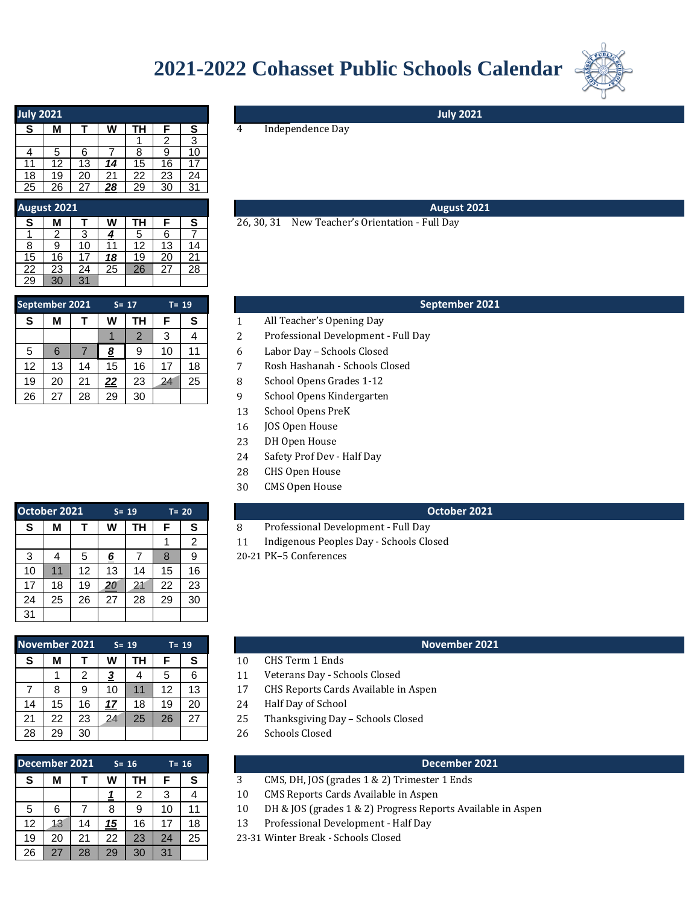# 2021-2022 Cohasset Public Schools Calendar

## July 2021

| S | M | T | W | TH | F | S |
|---|---|---|---|---|---|---|
| | | | | 1 | 2 | 3 |
| 4 | 5 | 6 | 7 | 8 | 9 | 10 |
| 11 | 12 | 13 | ***14*** | 15 | 16 | 17 |
| 18 | 19 | 20 | 21 | 22 | 23 | 24 |
| 25 | 26 | 27 | ***28*** | 29 | 30 | 31 |

**July 2021**

4 Independence Day

## August 2021

| S | M | T | W | TH | F | S |
|---|---|---|---|---|---|---|
| 1 | 2 | 3 | ***4*** | 5 | 6 | 7 |
| 8 | 9 | 10 | 11 | 12 | 13 | 14 |
| 15 | 16 | 17 | ***18*** | 19 | 20 | 21 |
| 22 | 23 | 24 | 25 | 26 | 27 | 28 |
| 29 | 30 | 31 | | | | |

**August 2021**

26, 30, 31 New Teacher's Orientation - Full Day

## September 2021 S= 17 T= 19

| S | M | T | W | TH | F | S |
|---|---|---|---|---|---|---|
| | | | 1 | 2 | 3 | 4 |
| 5 | 6 | 7 | ***8*** | 9 | 10 | 11 |
| 12 | 13 | 14 | 15 | 16 | 17 | 18 |
| 19 | 20 | 21 | ***22*** | 23 | 24 | 25 |
| 26 | 27 | 28 | 29 | 30 | | |

**September 2021**

1 All Teacher's Opening Day
2 Professional Development - Full Day
6 Labor Day – Schools Closed
7 Rosh Hashanah - Schools Closed
8 School Opens Grades 1-12
9 School Opens Kindergarten
13 School Opens PreK
16 JOS Open House
23 DH Open House
24 Safety Prof Dev - Half Day
28 CHS Open House
30 CMS Open House

## October 2021 S= 19 T= 20

| S | M | T | W | TH | F | S |
|---|---|---|---|---|---|---|
| | | | | | 1 | 2 |
| 3 | 4 | 5 | ***6*** | 7 | 8 | 9 |
| 10 | 11 | 12 | 13 | 14 | 15 | 16 |
| 17 | 18 | 19 | ***20*** | 21 | 22 | 23 |
| 24 | 25 | 26 | 27 | 28 | 29 | 30 |
| 31 | | | | | | |

**October 2021**

8 Professional Development - Full Day
11 Indigenous Peoples Day - Schools Closed
20-21 PK–5 Conferences

## November 2021 S= 19 T= 19

| S | M | T | W | TH | F | S |
|---|---|---|---|---|---|---|
| | 1 | 2 | ***3*** | 4 | 5 | 6 |
| 7 | 8 | 9 | 10 | 11 | 12 | 13 |
| 14 | 15 | 16 | ***17*** | 18 | 19 | 20 |
| 21 | 22 | 23 | 24 | 25 | 26 | 27 |
| 28 | 29 | 30 | | | | |

**November 2021**

10 CHS Term 1 Ends
11 Veterans Day - Schools Closed
17 CHS Reports Cards Available in Aspen
24 Half Day of School
25 Thanksgiving Day – Schools Closed
26 Schools Closed

## December 2021 S= 16 T= 16

| S | M | T | W | TH | F | S |
|---|---|---|---|---|---|---|
| | | | ***1*** | 2 | 3 | 4 |
| 5 | 6 | 7 | 8 | 9 | 10 | 11 |
| 12 | 13 | 14 | ***15*** | 16 | 17 | 18 |
| 19 | 20 | 21 | 22 | 23 | 24 | 25 |
| 26 | 27 | 28 | 29 | 30 | 31 | |

**December 2021**

3 CMS, DH, JOS (grades 1 & 2) Trimester 1 Ends
10 CMS Reports Cards Available in Aspen
10 DH & JOS (grades 1 & 2) Progress Reports Available in Aspen
13 Professional Development - Half Day
23-31 Winter Break - Schools Closed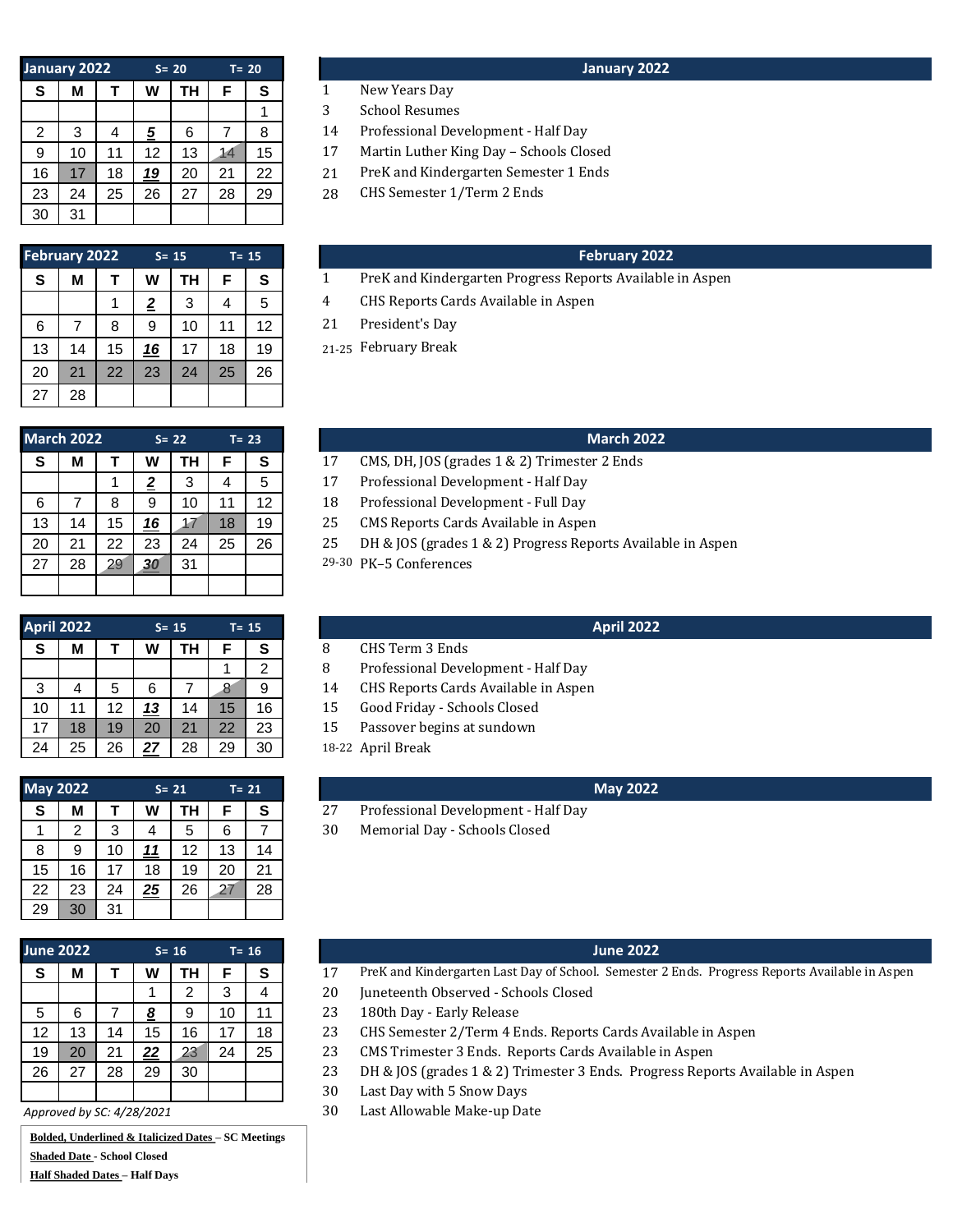## January 2022 S= 20 T= 20

| S | M | T | W | TH | F | S |
|---|---|---|---|---|---|---|
| | | | | | | 1 |
| 2 | 3 | 4 | ***5*** | 6 | 7 | 8 |
| 9 | 10 | 11 | 12 | 13 | 14 | 15 |
| 16 | 17 | 18 | ***19*** | 20 | 21 | 22 |
| 23 | 24 | 25 | 26 | 27 | 28 | 29 |
| 30 | 31 | | | | | |

### January 2022

- 1 New Years Day
- 3 School Resumes
- 14 Professional Development - Half Day
- 17 Martin Luther King Day – Schools Closed
- 21 PreK and Kindergarten Semester 1 Ends
- 28 CHS Semester 1/Term 2 Ends

## February 2022 S= 15 T= 15

| S | M | T | W | TH | F | S |
|---|---|---|---|---|---|---|
| | | 1 | ***2*** | 3 | 4 | 5 |
| 6 | 7 | 8 | 9 | 10 | 11 | 12 |
| 13 | 14 | 15 | ***16*** | 17 | 18 | 19 |
| 20 | 21 | 22 | 23 | 24 | 25 | 26 |
| 27 | 28 | | | | | |

### February 2022

- 1 PreK and Kindergarten Progress Reports Available in Aspen
- 4 CHS Reports Cards Available in Aspen
- 21 President's Day
- 21-25 February Break

## March 2022 S= 22 T= 23

| S | M | T | W | TH | F | S |
|---|---|---|---|---|---|---|
| | | 1 | ***2*** | 3 | 4 | 5 |
| 6 | 7 | 8 | 9 | 10 | 11 | 12 |
| 13 | 14 | 15 | ***16*** | 17 | 18 | 19 |
| 20 | 21 | 22 | 23 | 24 | 25 | 26 |
| 27 | 28 | 29 | ***30*** | 31 | | |

### March 2022

- 17 CMS, DH, JOS (grades 1 & 2) Trimester 2 Ends
- 17 Professional Development - Half Day
- 18 Professional Development - Full Day
- 25 CMS Reports Cards Available in Aspen
- 25 DH & JOS (grades 1 & 2) Progress Reports Available in Aspen
- 29-30 PK–5 Conferences

## April 2022 S= 15 T= 15

| S | M | T | W | TH | F | S |
|---|---|---|---|---|---|---|
| | | | | | 1 | 2 |
| 3 | 4 | 5 | 6 | 7 | 8 | 9 |
| 10 | 11 | 12 | ***13*** | 14 | 15 | 16 |
| 17 | 18 | 19 | 20 | 21 | 22 | 23 |
| 24 | 25 | 26 | ***27*** | 28 | 29 | 30 |

### April 2022

- 8 CHS Term 3 Ends
- 8 Professional Development - Half Day
- 14 CHS Reports Cards Available in Aspen
- 15 Good Friday - Schools Closed
- 15 Passover begins at sundown
- 18-22 April Break

## May 2022 S= 21 T= 21

| S | M | T | W | TH | F | S |
|---|---|---|---|---|---|---|
| 1 | 2 | 3 | 4 | 5 | 6 | 7 |
| 8 | 9 | 10 | ***11*** | 12 | 13 | 14 |
| 15 | 16 | 17 | 18 | 19 | 20 | 21 |
| 22 | 23 | 24 | ***25*** | 26 | 27 | 28 |
| 29 | 30 | 31 | | | | |

### May 2022

- 27 Professional Development - Half Day
- 30 Memorial Day - Schools Closed

## June 2022 S= 16 T= 16

| S | M | T | W | TH | F | S |
|---|---|---|---|---|---|---|
| | | | 1 | 2 | 3 | 4 |
| 5 | 6 | 7 | ***8*** | 9 | 10 | 11 |
| 12 | 13 | 14 | 15 | 16 | 17 | 18 |
| 19 | 20 | 21 | ***22*** | 23 | 24 | 25 |
| 26 | 27 | 28 | 29 | 30 | | |

### June 2022

- 17 PreK and Kindergarten Last Day of School. Semester 2 Ends. Progress Reports Available in Aspen
- 20 Juneteenth Observed - Schools Closed
- 23 180th Day - Early Release
- 23 CHS Semester 2/Term 4 Ends. Reports Cards Available in Aspen
- 23 CMS Trimester 3 Ends. Reports Cards Available in Aspen
- 23 DH & JOS (grades 1 & 2) Trimester 3 Ends. Progress Reports Available in Aspen
- 30 Last Day with 5 Snow Days
- 30 Last Allowable Make-up Date

*Approved by SC: 4/28/2021*

**Bolded, Underlined & Italicized Dates – SC Meetings**
**Shaded Date - School Closed**
**Half Shaded Dates – Half Days**